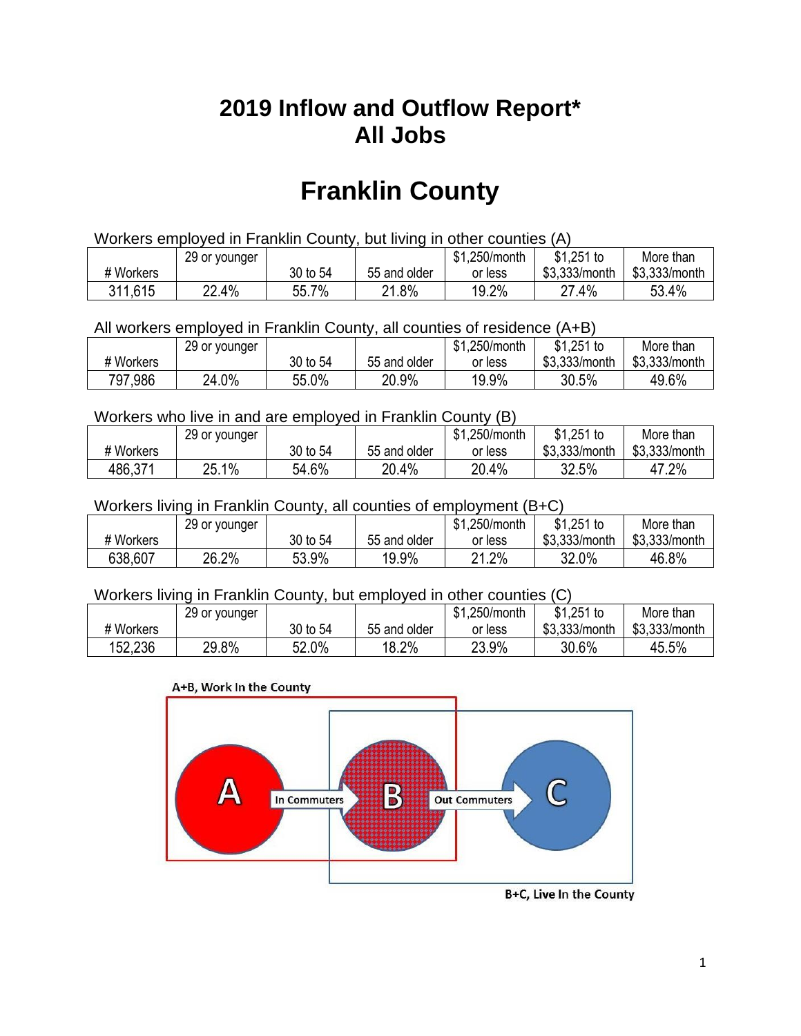# 2019 Inflow and Outflow Report*
# All Jobs

# Franklin County

Workers employed in Franklin County, but living in other counties (A)

| # Workers | 29 or younger | 30 to 54 | 55 and older | $1,250/month or less | $1,251 to $3,333/month | More than $3,333/month |
|---|---|---|---|---|---|---|
| 311,615 | 22.4% | 55.7% | 21.8% | 19.2% | 27.4% | 53.4% |

All workers employed in Franklin County, all counties of residence (A+B)

| # Workers | 29 or younger | 30 to 54 | 55 and older | $1,250/month or less | $1,251 to $3,333/month | More than $3,333/month |
|---|---|---|---|---|---|---|
| 797,986 | 24.0% | 55.0% | 20.9% | 19.9% | 30.5% | 49.6% |

Workers who live in and are employed in Franklin County (B)

| # Workers | 29 or younger | 30 to 54 | 55 and older | $1,250/month or less | $1,251 to $3,333/month | More than $3,333/month |
|---|---|---|---|---|---|---|
| 486,371 | 25.1% | 54.6% | 20.4% | 20.4% | 32.5% | 47.2% |

Workers living in Franklin County, all counties of employment (B+C)

| # Workers | 29 or younger | 30 to 54 | 55 and older | $1,250/month or less | $1,251 to $3,333/month | More than $3,333/month |
|---|---|---|---|---|---|---|
| 638,607 | 26.2% | 53.9% | 19.9% | 21.2% | 32.0% | 46.8% |

Workers living in Franklin County, but employed in other counties (C)

| # Workers | 29 or younger | 30 to 54 | 55 and older | $1,250/month or less | $1,251 to $3,333/month | More than $3,333/month |
|---|---|---|---|---|---|---|
| 152,236 | 29.8% | 52.0% | 18.2% | 23.9% | 30.6% | 45.5% |

A+B, Work In the County

A → In Commuters → B → Out Commuters → C

B+C, Live In the County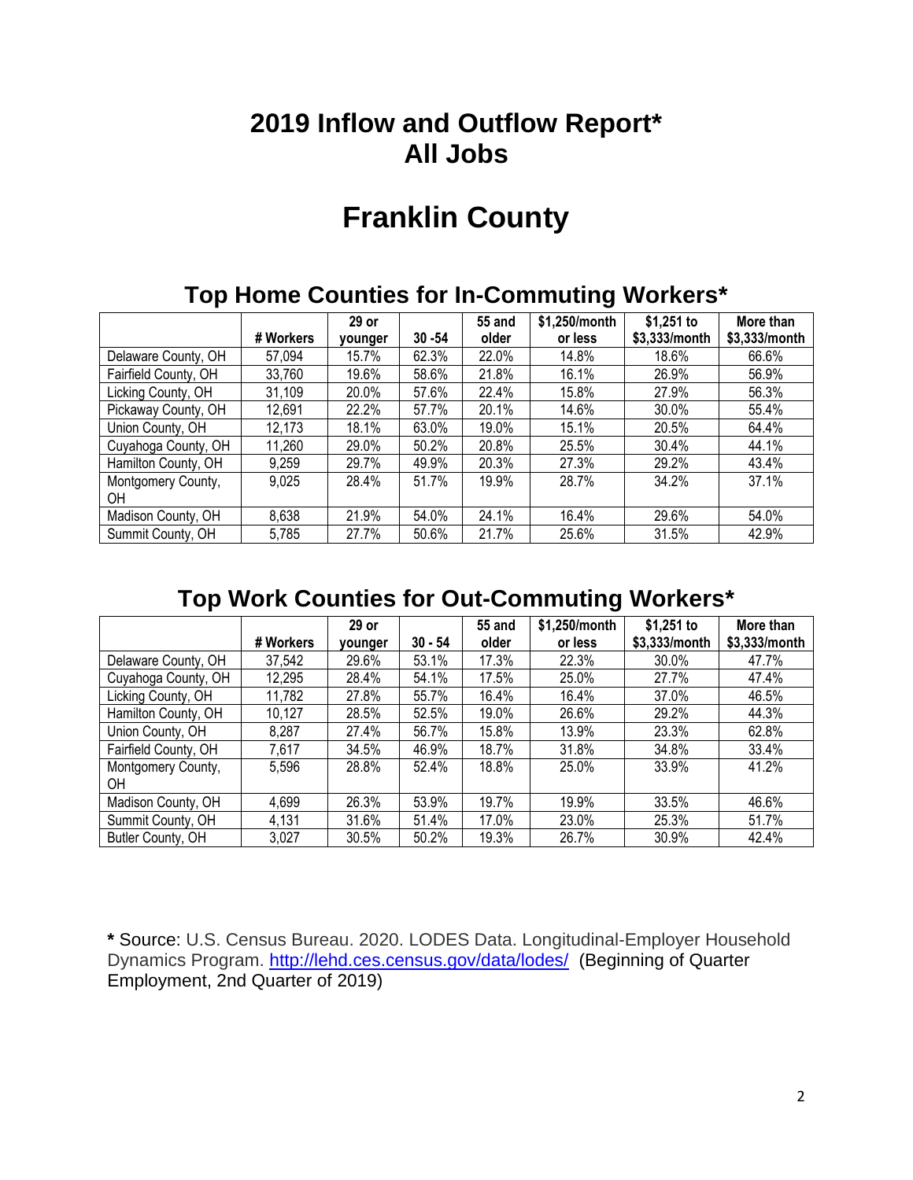# 2019 Inflow and Outflow Report*
# All Jobs

# Franklin County

## Top Home Counties for In-Commuting Workers*

| | # Workers | 29 or younger | 30 -54 | 55 and older | \$1,250/month or less | \$1,251 to \$3,333/month | More than \$3,333/month |
|---|---|---|---|---|---|---|---|
| Delaware County, OH | 57,094 | 15.7% | 62.3% | 22.0% | 14.8% | 18.6% | 66.6% |
| Fairfield County, OH | 33,760 | 19.6% | 58.6% | 21.8% | 16.1% | 26.9% | 56.9% |
| Licking County, OH | 31,109 | 20.0% | 57.6% | 22.4% | 15.8% | 27.9% | 56.3% |
| Pickaway County, OH | 12,691 | 22.2% | 57.7% | 20.1% | 14.6% | 30.0% | 55.4% |
| Union County, OH | 12,173 | 18.1% | 63.0% | 19.0% | 15.1% | 20.5% | 64.4% |
| Cuyahoga County, OH | 11,260 | 29.0% | 50.2% | 20.8% | 25.5% | 30.4% | 44.1% |
| Hamilton County, OH | 9,259 | 29.7% | 49.9% | 20.3% | 27.3% | 29.2% | 43.4% |
| Montgomery County, OH | 9,025 | 28.4% | 51.7% | 19.9% | 28.7% | 34.2% | 37.1% |
| Madison County, OH | 8,638 | 21.9% | 54.0% | 24.1% | 16.4% | 29.6% | 54.0% |
| Summit County, OH | 5,785 | 27.7% | 50.6% | 21.7% | 25.6% | 31.5% | 42.9% |

## Top Work Counties for Out-Commuting Workers*

| | # Workers | 29 or younger | 30 - 54 | 55 and older | \$1,250/month or less | \$1,251 to \$3,333/month | More than \$3,333/month |
|---|---|---|---|---|---|---|---|
| Delaware County, OH | 37,542 | 29.6% | 53.1% | 17.3% | 22.3% | 30.0% | 47.7% |
| Cuyahoga County, OH | 12,295 | 28.4% | 54.1% | 17.5% | 25.0% | 27.7% | 47.4% |
| Licking County, OH | 11,782 | 27.8% | 55.7% | 16.4% | 16.4% | 37.0% | 46.5% |
| Hamilton County, OH | 10,127 | 28.5% | 52.5% | 19.0% | 26.6% | 29.2% | 44.3% |
| Union County, OH | 8,287 | 27.4% | 56.7% | 15.8% | 13.9% | 23.3% | 62.8% |
| Fairfield County, OH | 7,617 | 34.5% | 46.9% | 18.7% | 31.8% | 34.8% | 33.4% |
| Montgomery County, OH | 5,596 | 28.8% | 52.4% | 18.8% | 25.0% | 33.9% | 41.2% |
| Madison County, OH | 4,699 | 26.3% | 53.9% | 19.7% | 19.9% | 33.5% | 46.6% |
| Summit County, OH | 4,131 | 31.6% | 51.4% | 17.0% | 23.0% | 25.3% | 51.7% |
| Butler County, OH | 3,027 | 30.5% | 50.2% | 19.3% | 26.7% | 30.9% | 42.4% |

**\*** Source: U.S. Census Bureau. 2020. LODES Data. Longitudinal-Employer Household Dynamics Program. http://lehd.ces.census.gov/data/lodes/ (Beginning of Quarter Employment, 2nd Quarter of 2019)